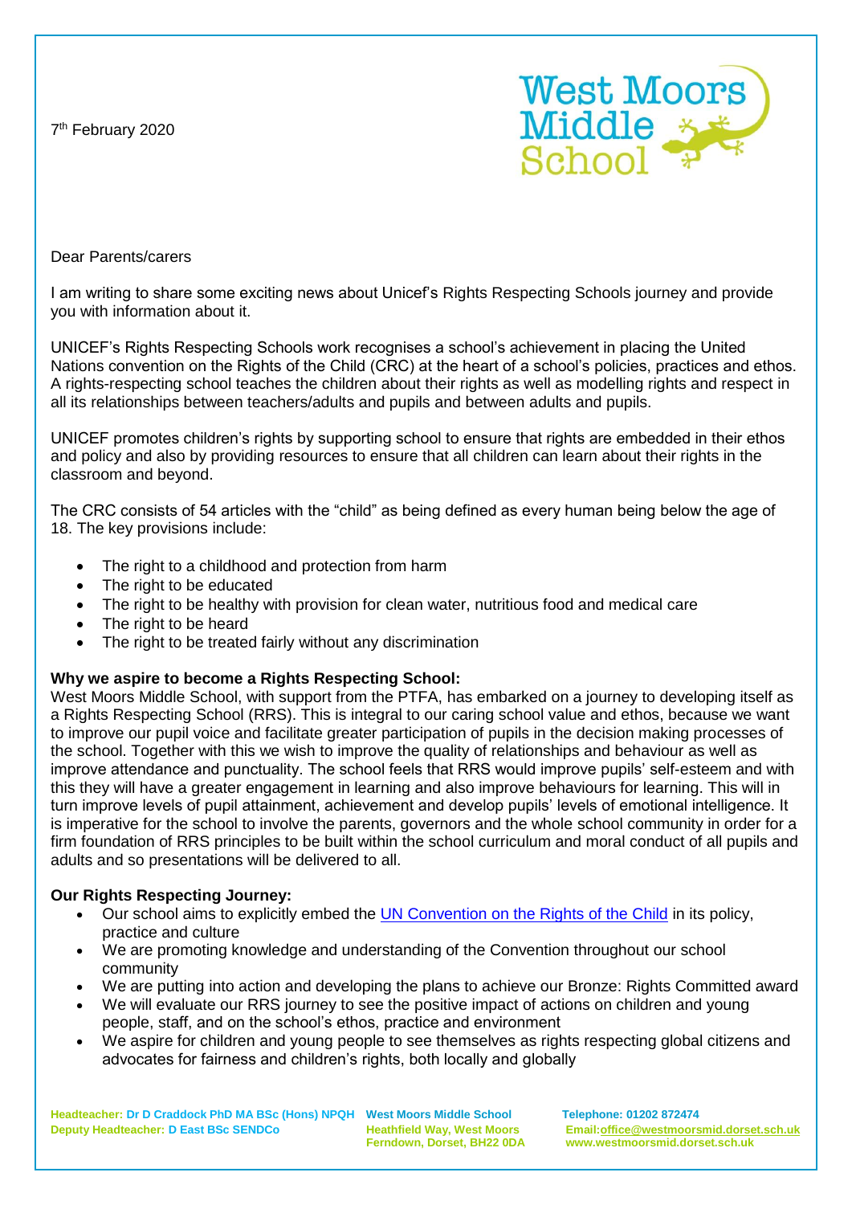7th February 2020

West Moors Middle School

Dear Parents/carers

I am writing to share some exciting news about Unicef's Rights Respecting Schools journey and provide you with information about it.

UNICEF's Rights Respecting Schools work recognises a school's achievement in placing the United Nations convention on the Rights of the Child (CRC) at the heart of a school's policies, practices and ethos. A rights-respecting school teaches the children about their rights as well as modelling rights and respect in all its relationships between teachers/adults and pupils and between adults and pupils.

UNICEF promotes children's rights by supporting school to ensure that rights are embedded in their ethos and policy and also by providing resources to ensure that all children can learn about their rights in the classroom and beyond.

The CRC consists of 54 articles with the "child" as being defined as every human being below the age of 18. The key provisions include:

- The right to a childhood and protection from harm
- The right to be educated
- The right to be healthy with provision for clean water, nutritious food and medical care
- The right to be heard
- The right to be treated fairly without any discrimination

**Why we aspire to become a Rights Respecting School:**

West Moors Middle School, with support from the PTFA, has embarked on a journey to developing itself as a Rights Respecting School (RRS). This is integral to our caring school value and ethos, because we want to improve our pupil voice and facilitate greater participation of pupils in the decision making processes of the school. Together with this we wish to improve the quality of relationships and behaviour as well as improve attendance and punctuality. The school feels that RRS would improve pupils' self-esteem and with this they will have a greater engagement in learning and also improve behaviours for learning. This will in turn improve levels of pupil attainment, achievement and develop pupils' levels of emotional intelligence. It is imperative for the school to involve the parents, governors and the whole school community in order for a firm foundation of RRS principles to be built within the school curriculum and moral conduct of all pupils and adults and so presentations will be delivered to all.

**Our Rights Respecting Journey:**

- Our school aims to explicitly embed the UN Convention on the Rights of the Child in its policy, practice and culture
- We are promoting knowledge and understanding of the Convention throughout our school community
- We are putting into action and developing the plans to achieve our Bronze: Rights Committed award
- We will evaluate our RRS journey to see the positive impact of actions on children and young people, staff, and on the school's ethos, practice and environment
- We aspire for children and young people to see themselves as rights respecting global citizens and advocates for fairness and children's rights, both locally and globally

**Headteacher: Dr D Craddock PhD MA BSc (Hons) NPQH**
**Deputy Headteacher: D East BSc SENDCo**

**West Moors Middle School**
**Heathfield Way, West Moors**
**Ferndown, Dorset, BH22 0DA**

**Telephone: 01202 872474**
**Email:office@westmoorsmid.dorset.sch.uk**
**www.westmoorsmid.dorset.sch.uk**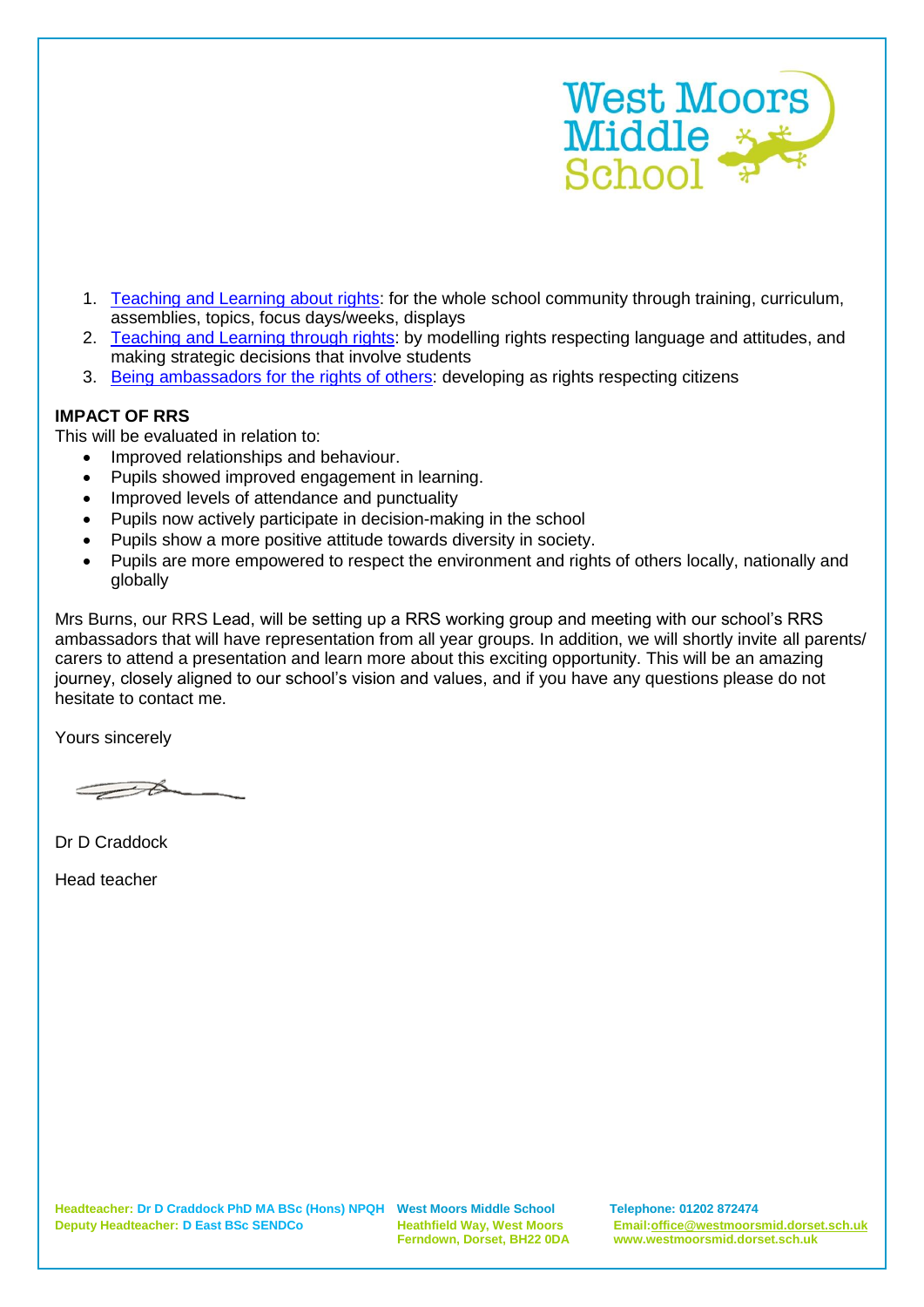1. Teaching and Learning about rights: for the whole school community through training, curriculum, assemblies, topics, focus days/weeks, displays
2. Teaching and Learning through rights: by modelling rights respecting language and attitudes, and making strategic decisions that involve students
3. Being ambassadors for the rights of others: developing as rights respecting citizens

**IMPACT OF RRS**

This will be evaluated in relation to:

- Improved relationships and behaviour.
- Pupils showed improved engagement in learning.
- Improved levels of attendance and punctuality
- Pupils now actively participate in decision-making in the school
- Pupils show a more positive attitude towards diversity in society.
- Pupils are more empowered to respect the environment and rights of others locally, nationally and globally

Mrs Burns, our RRS Lead, will be setting up a RRS working group and meeting with our school's RRS ambassadors that will have representation from all year groups. In addition, we will shortly invite all parents/ carers to attend a presentation and learn more about this exciting opportunity. This will be an amazing journey, closely aligned to our school's vision and values, and if you have any questions please do not hesitate to contact me.

Yours sincerely

Dr D Craddock

Head teacher